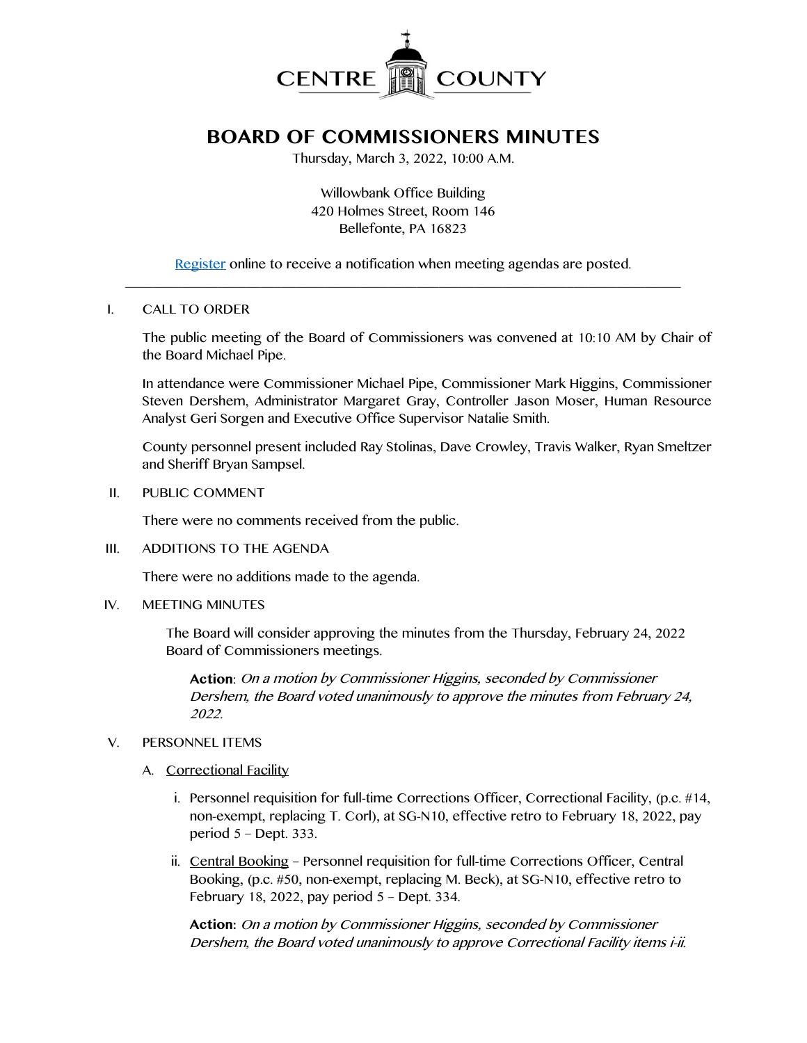CENTRE COUNTY

# BOARD OF COMMISSIONERS MINUTES

Thursday, March 3, 2022, 10:00 A.M.

Willowbank Office Building
420 Holmes Street, Room 146
Bellefonte, PA 16823

Register online to receive a notification when meeting agendas are posted.

---

I. CALL TO ORDER

The public meeting of the Board of Commissioners was convened at 10:10 AM by Chair of the Board Michael Pipe.

In attendance were Commissioner Michael Pipe, Commissioner Mark Higgins, Commissioner Steven Dershem, Administrator Margaret Gray, Controller Jason Moser, Human Resource Analyst Geri Sorgen and Executive Office Supervisor Natalie Smith.

County personnel present included Ray Stolinas, Dave Crowley, Travis Walker, Ryan Smeltzer and Sheriff Bryan Sampsel.

II. PUBLIC COMMENT

There were no comments received from the public.

III. ADDITIONS TO THE AGENDA

There were no additions made to the agenda.

IV. MEETING MINUTES

The Board will consider approving the minutes from the Thursday, February 24, 2022 Board of Commissioners meetings.

**Action**: *On a motion by Commissioner Higgins, seconded by Commissioner Dershem, the Board voted unanimously to approve the minutes from February 24, 2022.*

V. PERSONNEL ITEMS

A. Correctional Facility

i. Personnel requisition for full-time Corrections Officer, Correctional Facility, (p.c. #14, non-exempt, replacing T. Corl), at SG-N10, effective retro to February 18, 2022, pay period 5 – Dept. 333.

ii. Central Booking – Personnel requisition for full-time Corrections Officer, Central Booking, (p.c. #50, non-exempt, replacing M. Beck), at SG-N10, effective retro to February 18, 2022, pay period 5 – Dept. 334.

**Action:** *On a motion by Commissioner Higgins, seconded by Commissioner Dershem, the Board voted unanimously to approve Correctional Facility items i-ii.*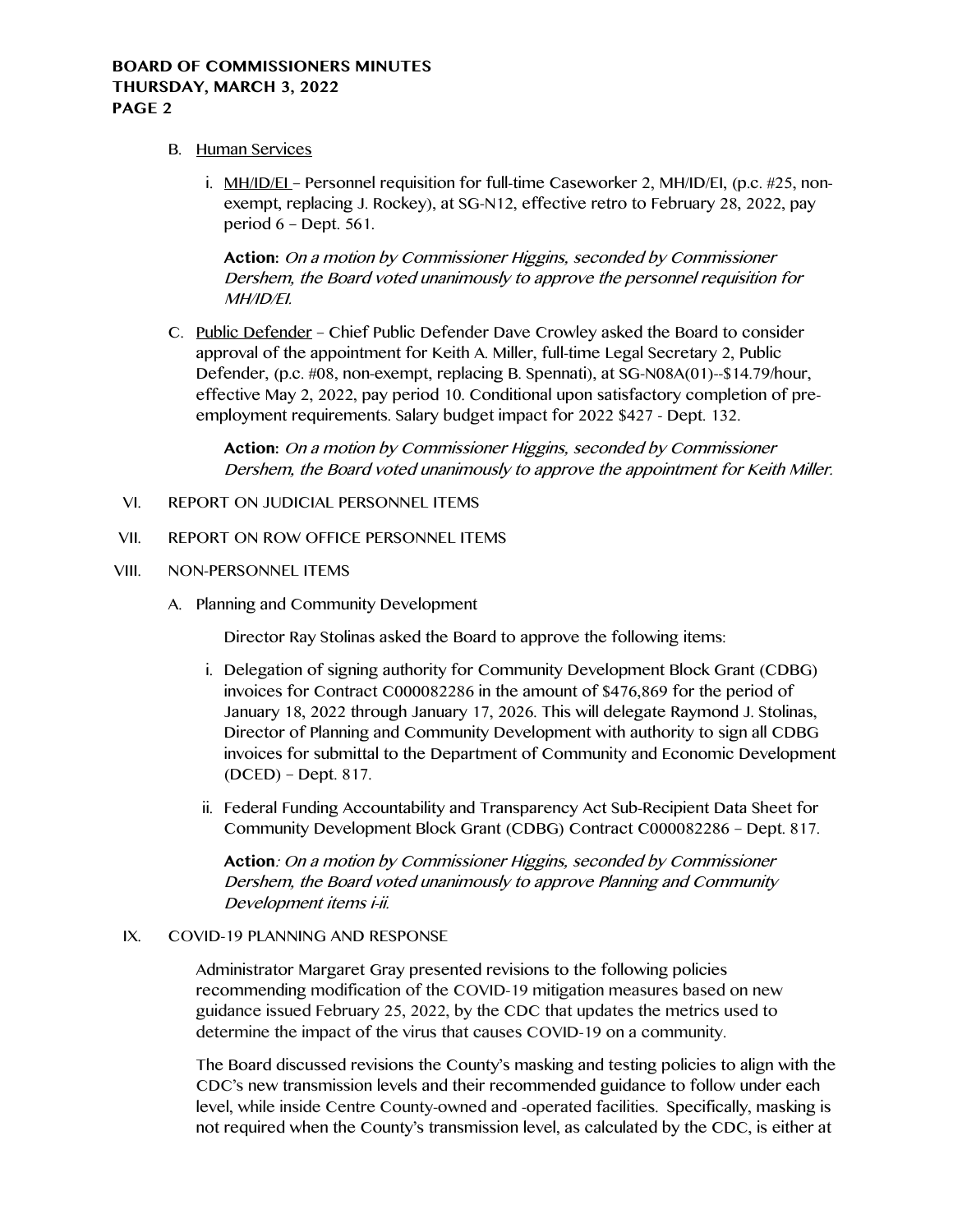B. Human Services

   i. MH/ID/EI – Personnel requisition for full-time Caseworker 2, MH/ID/EI, (p.c. #25, non-exempt, replacing J. Rockey), at SG-N12, effective retro to February 28, 2022, pay period 6 – Dept. 561.

   **Action:** *On a motion by Commissioner Higgins, seconded by Commissioner Dershem, the Board voted unanimously to approve the personnel requisition for MH/ID/EI.*

C. Public Defender – Chief Public Defender Dave Crowley asked the Board to consider approval of the appointment for Keith A. Miller, full-time Legal Secretary 2, Public Defender, (p.c. #08, non-exempt, replacing B. Spennati), at SG-N08A(01)--$14.79/hour, effective May 2, 2022, pay period 10. Conditional upon satisfactory completion of pre-employment requirements. Salary budget impact for 2022 $427 - Dept. 132.

   **Action:** *On a motion by Commissioner Higgins, seconded by Commissioner Dershem, the Board voted unanimously to approve the appointment for Keith Miller.*

VI. REPORT ON JUDICIAL PERSONNEL ITEMS

VII. REPORT ON ROW OFFICE PERSONNEL ITEMS

VIII. NON-PERSONNEL ITEMS

A. Planning and Community Development

   Director Ray Stolinas asked the Board to approve the following items:

   i. Delegation of signing authority for Community Development Block Grant (CDBG) invoices for Contract C000082286 in the amount of $476,869 for the period of January 18, 2022 through January 17, 2026. This will delegate Raymond J. Stolinas, Director of Planning and Community Development with authority to sign all CDBG invoices for submittal to the Department of Community and Economic Development (DCED) – Dept. 817.

   ii. Federal Funding Accountability and Transparency Act Sub-Recipient Data Sheet for Community Development Block Grant (CDBG) Contract C000082286 – Dept. 817.

   **Action**: *On a motion by Commissioner Higgins, seconded by Commissioner Dershem, the Board voted unanimously to approve Planning and Community Development items i-ii.*

IX. COVID-19 PLANNING AND RESPONSE

Administrator Margaret Gray presented revisions to the following policies recommending modification of the COVID-19 mitigation measures based on new guidance issued February 25, 2022, by the CDC that updates the metrics used to determine the impact of the virus that causes COVID-19 on a community.

The Board discussed revisions the County's masking and testing policies to align with the CDC's new transmission levels and their recommended guidance to follow under each level, while inside Centre County-owned and -operated facilities. Specifically, masking is not required when the County's transmission level, as calculated by the CDC, is either at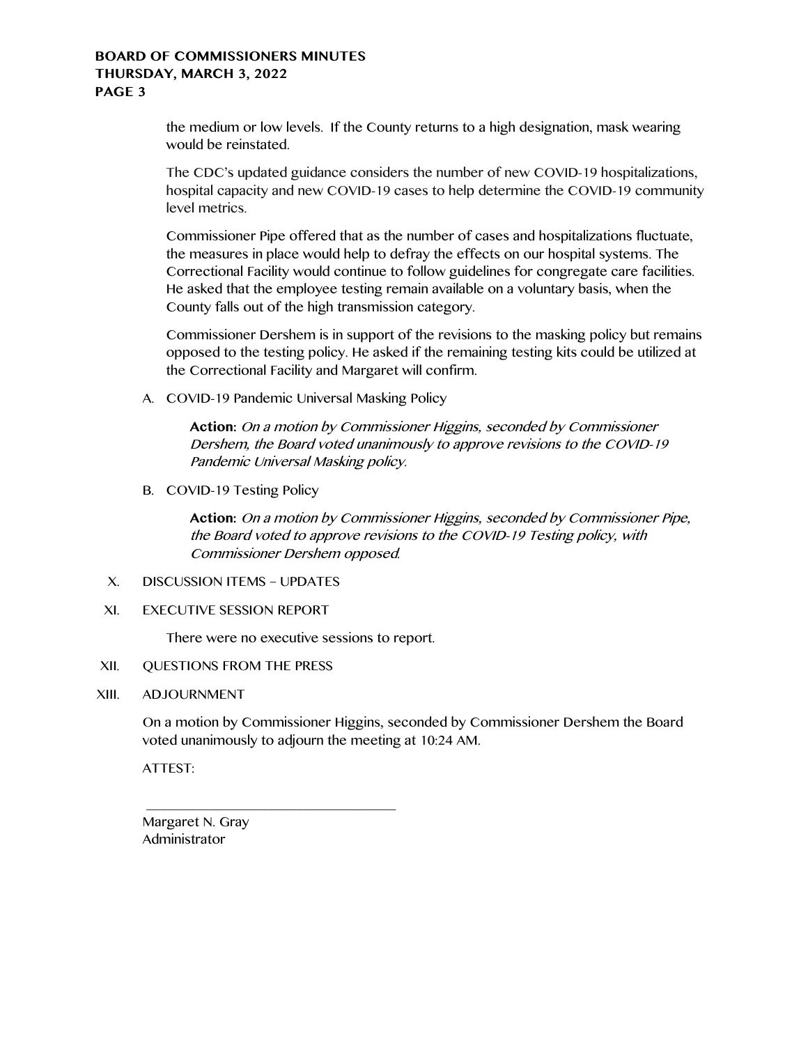the medium or low levels. If the County returns to a high designation, mask wearing would be reinstated.

The CDC's updated guidance considers the number of new COVID-19 hospitalizations, hospital capacity and new COVID-19 cases to help determine the COVID-19 community level metrics.

Commissioner Pipe offered that as the number of cases and hospitalizations fluctuate, the measures in place would help to defray the effects on our hospital systems. The Correctional Facility would continue to follow guidelines for congregate care facilities. He asked that the employee testing remain available on a voluntary basis, when the County falls out of the high transmission category.

Commissioner Dershem is in support of the revisions to the masking policy but remains opposed to the testing policy. He asked if the remaining testing kits could be utilized at the Correctional Facility and Margaret will confirm.

A. COVID-19 Pandemic Universal Masking Policy

**Action:** *On a motion by Commissioner Higgins, seconded by Commissioner Dershem, the Board voted unanimously to approve revisions to the COVID-19 Pandemic Universal Masking policy.*

B. COVID-19 Testing Policy

**Action:** *On a motion by Commissioner Higgins, seconded by Commissioner Pipe, the Board voted to approve revisions to the COVID-19 Testing policy, with Commissioner Dershem opposed.*

X. DISCUSSION ITEMS – UPDATES

XI. EXECUTIVE SESSION REPORT

There were no executive sessions to report.

XII. QUESTIONS FROM THE PRESS

XIII. ADJOURNMENT

On a motion by Commissioner Higgins, seconded by Commissioner Dershem the Board voted unanimously to adjourn the meeting at 10:24 AM.

ATTEST:

\_\_\_\_\_\_\_\_\_\_\_\_\_\_\_\_\_\_\_\_\_\_\_\_\_\_\_\_\_\_\_\_\_\_

Margaret N. Gray
Administrator